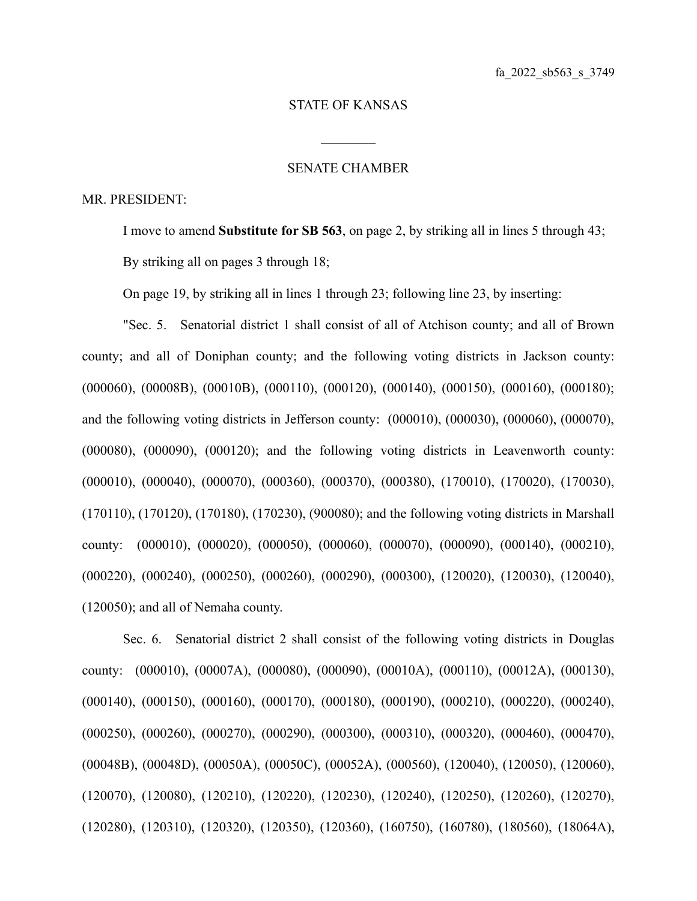fa_2022_sb563_s_3749

STATE OF KANSAS

________

SENATE CHAMBER

MR. PRESIDENT:

I move to amend **Substitute for SB 563**, on page 2, by striking all in lines 5 through 43;

By striking all on pages 3 through 18;

On page 19, by striking all in lines 1 through 23; following line 23, by inserting:

"Sec. 5. Senatorial district 1 shall consist of all of Atchison county; and all of Brown county; and all of Doniphan county; and the following voting districts in Jackson county: (000060), (00008B), (00010B), (000110), (000120), (000140), (000150), (000160), (000180); and the following voting districts in Jefferson county: (000010), (000030), (000060), (000070), (000080), (000090), (000120); and the following voting districts in Leavenworth county: (000010), (000040), (000070), (000360), (000370), (000380), (170010), (170020), (170030), (170110), (170120), (170180), (170230), (900080); and the following voting districts in Marshall county: (000010), (000020), (000050), (000060), (000070), (000090), (000140), (000210), (000220), (000240), (000250), (000260), (000290), (000300), (120020), (120030), (120040), (120050); and all of Nemaha county.

Sec. 6. Senatorial district 2 shall consist of the following voting districts in Douglas county: (000010), (00007A), (000080), (000090), (00010A), (000110), (00012A), (000130), (000140), (000150), (000160), (000170), (000180), (000190), (000210), (000220), (000240), (000250), (000260), (000270), (000290), (000300), (000310), (000320), (000460), (000470), (00048B), (00048D), (00050A), (00050C), (00052A), (000560), (120040), (120050), (120060), (120070), (120080), (120210), (120220), (120230), (120240), (120250), (120260), (120270), (120280), (120310), (120320), (120350), (120360), (160750), (160780), (180560), (18064A),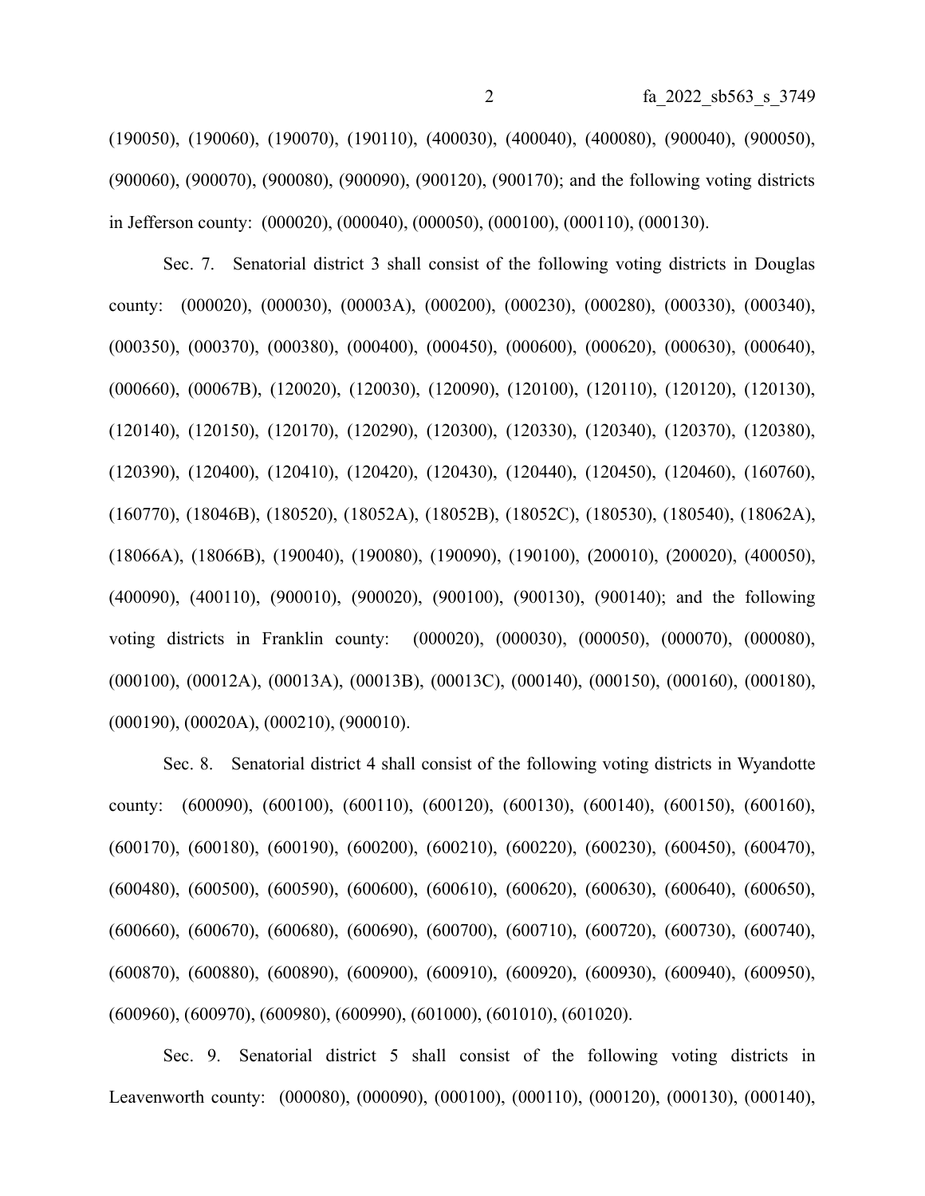(190050), (190060), (190070), (190110), (400030), (400040), (400080), (900040), (900050), (900060), (900070), (900080), (900090), (900120), (900170); and the following voting districts in Jefferson county: (000020), (000040), (000050), (000100), (000110), (000130).

Sec. 7. Senatorial district 3 shall consist of the following voting districts in Douglas county: (000020), (000030), (00003A), (000200), (000230), (000280), (000330), (000340), (000350), (000370), (000380), (000400), (000450), (000600), (000620), (000630), (000640), (000660), (00067B), (120020), (120030), (120090), (120100), (120110), (120120), (120130), (120140), (120150), (120170), (120290), (120300), (120330), (120340), (120370), (120380), (120390), (120400), (120410), (120420), (120430), (120440), (120450), (120460), (160760), (160770), (18046B), (180520), (18052A), (18052B), (18052C), (180530), (180540), (18062A), (18066A), (18066B), (190040), (190080), (190090), (190100), (200010), (200020), (400050), (400090), (400110), (900010), (900020), (900100), (900130), (900140); and the following voting districts in Franklin county: (000020), (000030), (000050), (000070), (000080), (000100), (00012A), (00013A), (00013B), (00013C), (000140), (000150), (000160), (000180), (000190), (00020A), (000210), (900010).

Sec. 8. Senatorial district 4 shall consist of the following voting districts in Wyandotte county: (600090), (600100), (600110), (600120), (600130), (600140), (600150), (600160), (600170), (600180), (600190), (600200), (600210), (600220), (600230), (600450), (600470), (600480), (600500), (600590), (600600), (600610), (600620), (600630), (600640), (600650), (600660), (600670), (600680), (600690), (600700), (600710), (600720), (600730), (600740), (600870), (600880), (600890), (600900), (600910), (600920), (600930), (600940), (600950), (600960), (600970), (600980), (600990), (601000), (601010), (601020).

Sec. 9. Senatorial district 5 shall consist of the following voting districts in Leavenworth county: (000080), (000090), (000100), (000110), (000120), (000130), (000140),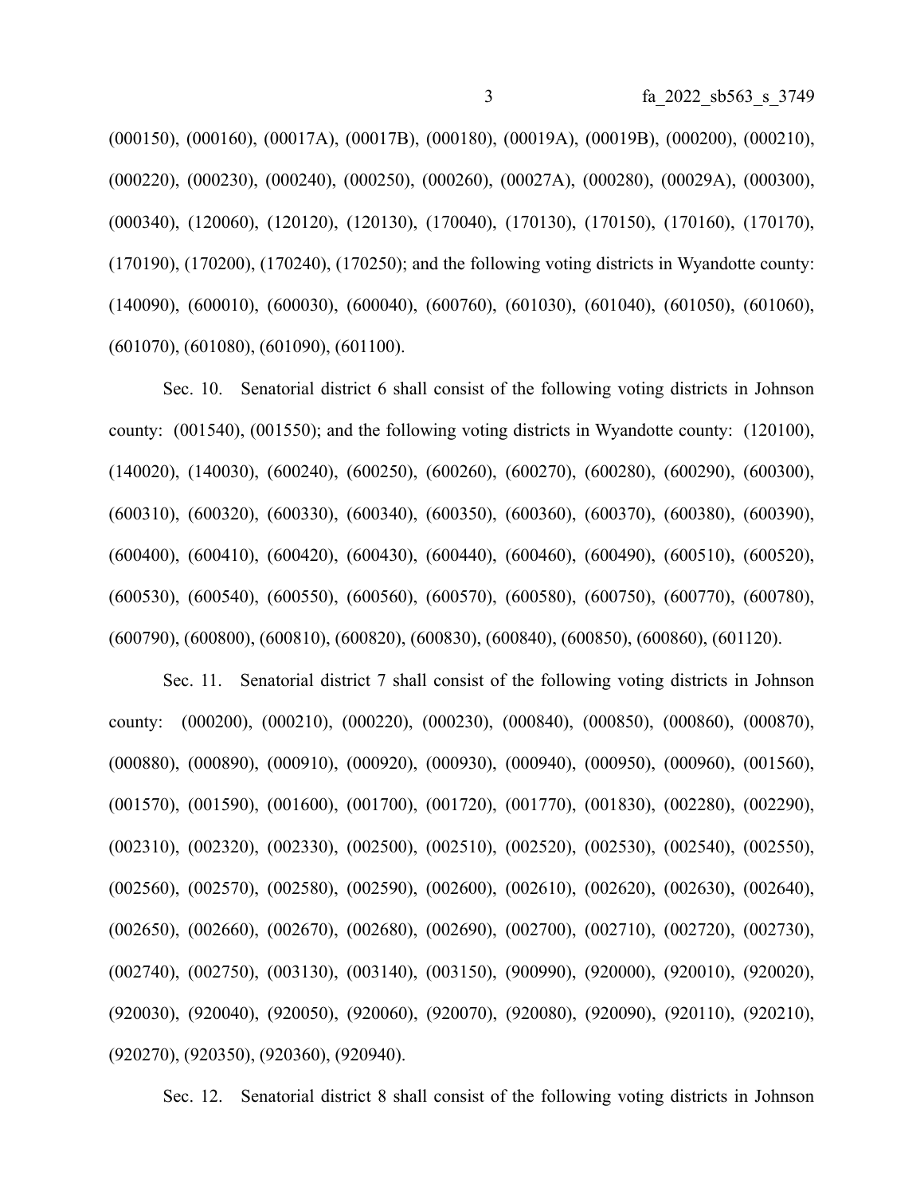(000150), (000160), (00017A), (00017B), (000180), (00019A), (00019B), (000200), (000210), (000220), (000230), (000240), (000250), (000260), (00027A), (000280), (00029A), (000300), (000340), (120060), (120120), (120130), (170040), (170130), (170150), (170160), (170170), (170190), (170200), (170240), (170250); and the following voting districts in Wyandotte county: (140090), (600010), (600030), (600040), (600760), (601030), (601040), (601050), (601060), (601070), (601080), (601090), (601100).

Sec. 10. Senatorial district 6 shall consist of the following voting districts in Johnson county: (001540), (001550); and the following voting districts in Wyandotte county: (120100), (140020), (140030), (600240), (600250), (600260), (600270), (600280), (600290), (600300), (600310), (600320), (600330), (600340), (600350), (600360), (600370), (600380), (600390), (600400), (600410), (600420), (600430), (600440), (600460), (600490), (600510), (600520), (600530), (600540), (600550), (600560), (600570), (600580), (600750), (600770), (600780), (600790), (600800), (600810), (600820), (600830), (600840), (600850), (600860), (601120).

Sec. 11. Senatorial district 7 shall consist of the following voting districts in Johnson county: (000200), (000210), (000220), (000230), (000840), (000850), (000860), (000870), (000880), (000890), (000910), (000920), (000930), (000940), (000950), (000960), (001560), (001570), (001590), (001600), (001700), (001720), (001770), (001830), (002280), (002290), (002310), (002320), (002330), (002500), (002510), (002520), (002530), (002540), (002550), (002560), (002570), (002580), (002590), (002600), (002610), (002620), (002630), (002640), (002650), (002660), (002670), (002680), (002690), (002700), (002710), (002720), (002730), (002740), (002750), (003130), (003140), (003150), (900990), (920000), (920010), (920020), (920030), (920040), (920050), (920060), (920070), (920080), (920090), (920110), (920210), (920270), (920350), (920360), (920940).

Sec. 12. Senatorial district 8 shall consist of the following voting districts in Johnson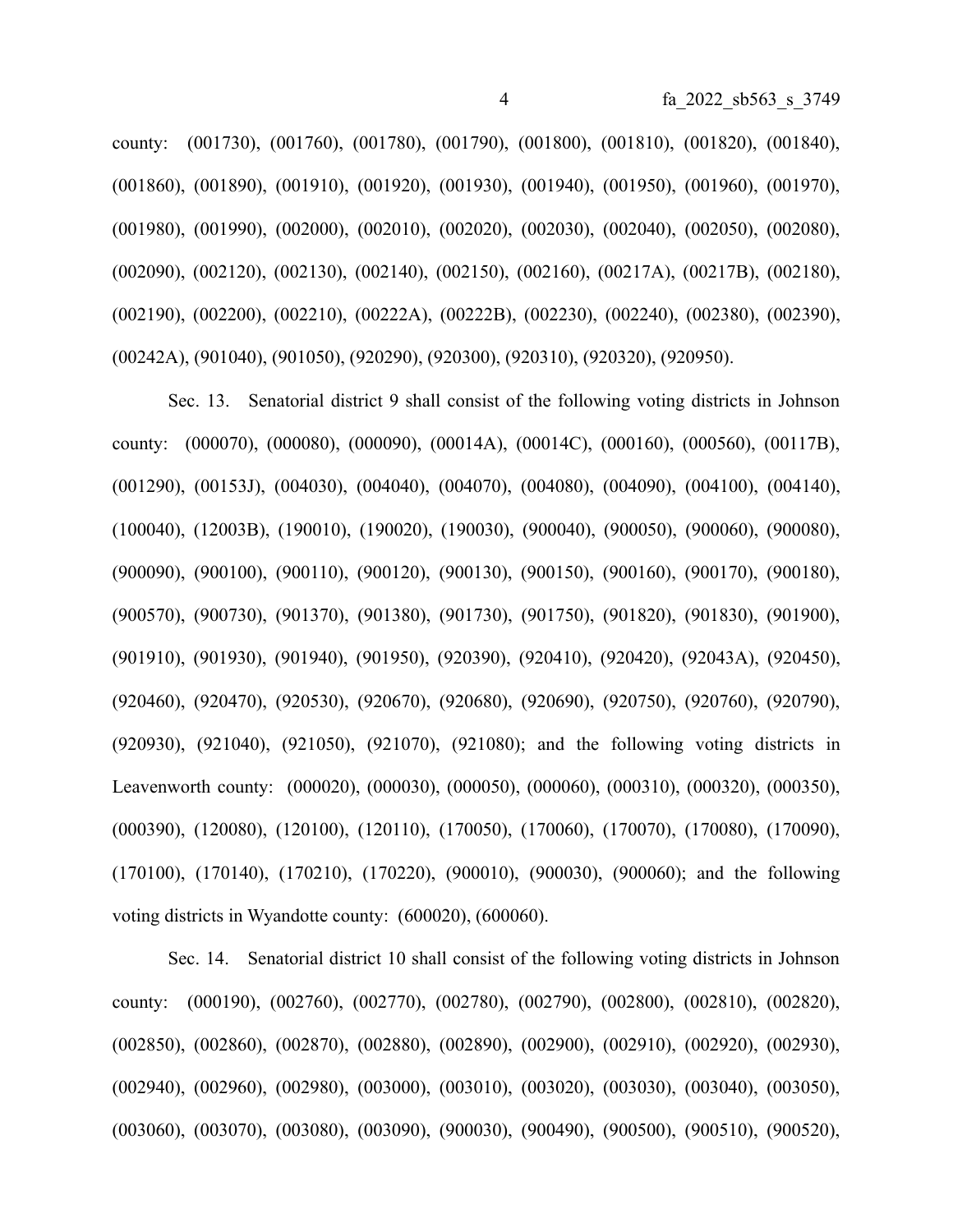county: (001730), (001760), (001780), (001790), (001800), (001810), (001820), (001840), (001860), (001890), (001910), (001920), (001930), (001940), (001950), (001960), (001970), (001980), (001990), (002000), (002010), (002020), (002030), (002040), (002050), (002080), (002090), (002120), (002130), (002140), (002150), (002160), (00217A), (00217B), (002180), (002190), (002200), (002210), (00222A), (00222B), (002230), (002240), (002380), (002390), (00242A), (901040), (901050), (920290), (920300), (920310), (920320), (920950).

Sec. 13. Senatorial district 9 shall consist of the following voting districts in Johnson county: (000070), (000080), (000090), (00014A), (00014C), (000160), (000560), (00117B), (001290), (00153J), (004030), (004040), (004070), (004080), (004090), (004100), (004140), (100040), (12003B), (190010), (190020), (190030), (900040), (900050), (900060), (900080), (900090), (900100), (900110), (900120), (900130), (900150), (900160), (900170), (900180), (900570), (900730), (901370), (901380), (901730), (901750), (901820), (901830), (901900), (901910), (901930), (901940), (901950), (920390), (920410), (920420), (92043A), (920450), (920460), (920470), (920530), (920670), (920680), (920690), (920750), (920760), (920790), (920930), (921040), (921050), (921070), (921080); and the following voting districts in Leavenworth county: (000020), (000030), (000050), (000060), (000310), (000320), (000350), (000390), (120080), (120100), (120110), (170050), (170060), (170070), (170080), (170090), (170100), (170140), (170210), (170220), (900010), (900030), (900060); and the following voting districts in Wyandotte county: (600020), (600060).

Sec. 14. Senatorial district 10 shall consist of the following voting districts in Johnson county: (000190), (002760), (002770), (002780), (002790), (002800), (002810), (002820), (002850), (002860), (002870), (002880), (002890), (002900), (002910), (002920), (002930), (002940), (002960), (002980), (003000), (003010), (003020), (003030), (003040), (003050), (003060), (003070), (003080), (003090), (900030), (900490), (900500), (900510), (900520),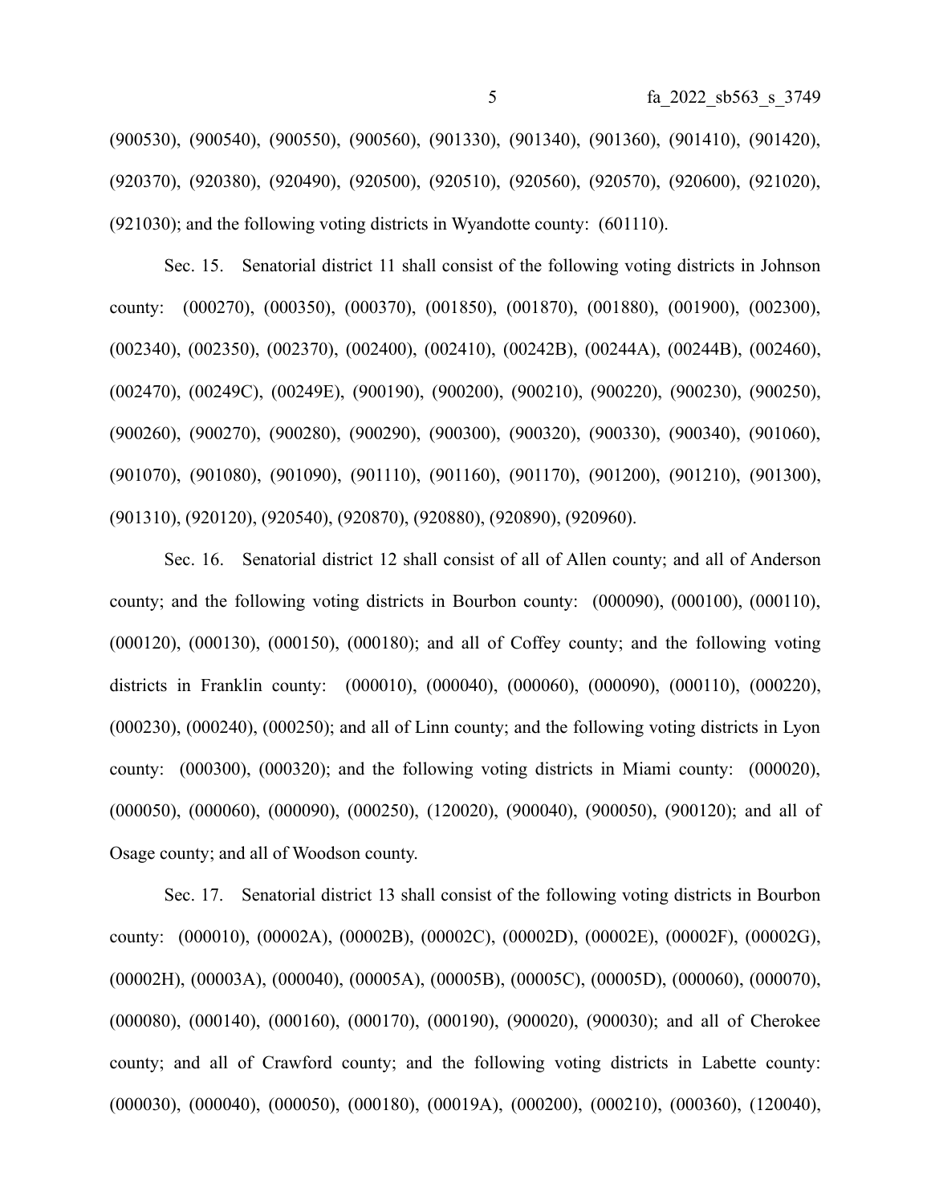(900530), (900540), (900550), (900560), (901330), (901340), (901360), (901410), (901420), (920370), (920380), (920490), (920500), (920510), (920560), (920570), (920600), (921020), (921030); and the following voting districts in Wyandotte county: (601110).

Sec. 15. Senatorial district 11 shall consist of the following voting districts in Johnson county: (000270), (000350), (000370), (001850), (001870), (001880), (001900), (002300), (002340), (002350), (002370), (002400), (002410), (00242B), (00244A), (00244B), (002460), (002470), (00249C), (00249E), (900190), (900200), (900210), (900220), (900230), (900250), (900260), (900270), (900280), (900290), (900300), (900320), (900330), (900340), (901060), (901070), (901080), (901090), (901110), (901160), (901170), (901200), (901210), (901300), (901310), (920120), (920540), (920870), (920880), (920890), (920960).

Sec. 16. Senatorial district 12 shall consist of all of Allen county; and all of Anderson county; and the following voting districts in Bourbon county: (000090), (000100), (000110), (000120), (000130), (000150), (000180); and all of Coffey county; and the following voting districts in Franklin county: (000010), (000040), (000060), (000090), (000110), (000220), (000230), (000240), (000250); and all of Linn county; and the following voting districts in Lyon county: (000300), (000320); and the following voting districts in Miami county: (000020), (000050), (000060), (000090), (000250), (120020), (900040), (900050), (900120); and all of Osage county; and all of Woodson county.

Sec. 17. Senatorial district 13 shall consist of the following voting districts in Bourbon county: (000010), (00002A), (00002B), (00002C), (00002D), (00002E), (00002F), (00002G), (00002H), (00003A), (000040), (00005A), (00005B), (00005C), (00005D), (000060), (000070), (000080), (000140), (000160), (000170), (000190), (900020), (900030); and all of Cherokee county; and all of Crawford county; and the following voting districts in Labette county: (000030), (000040), (000050), (000180), (00019A), (000200), (000210), (000360), (120040),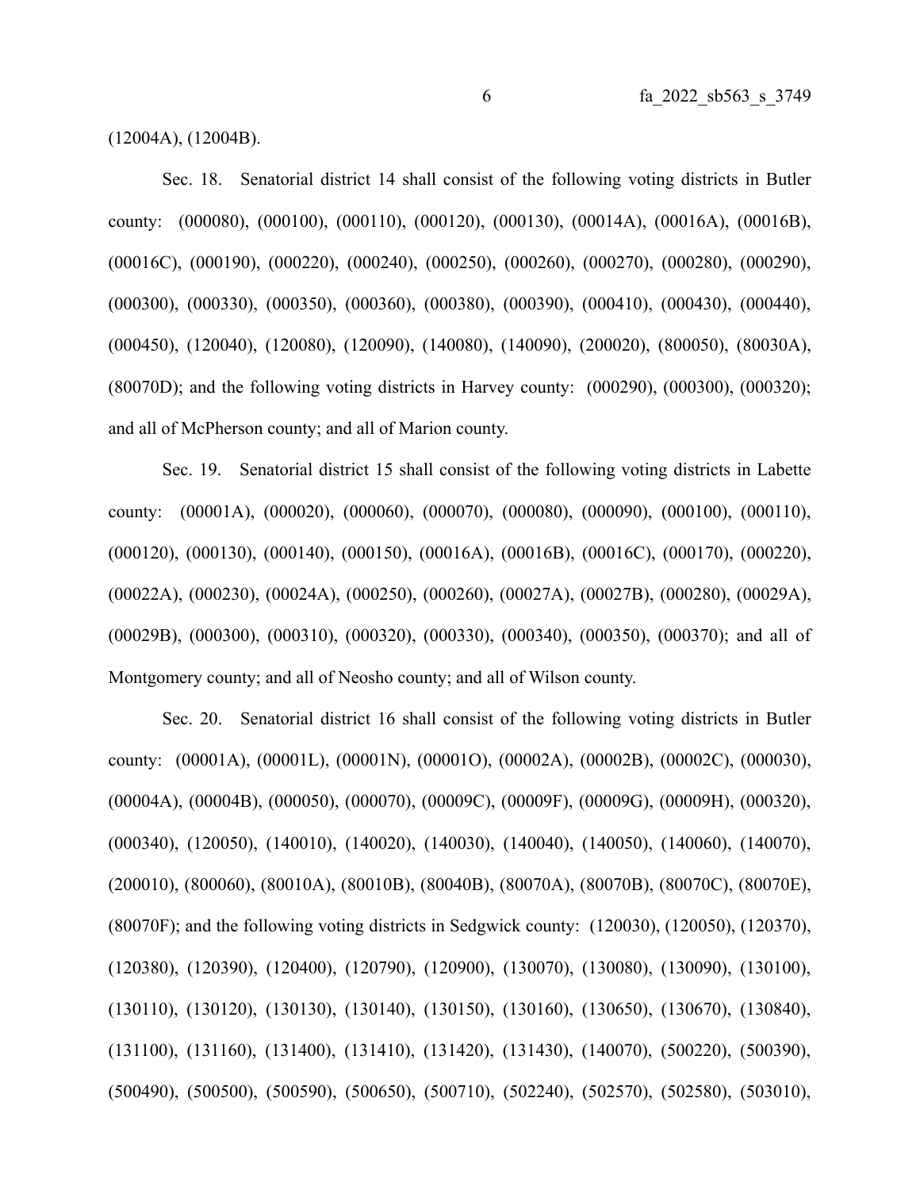(12004A), (12004B).

Sec. 18. Senatorial district 14 shall consist of the following voting districts in Butler county: (000080), (000100), (000110), (000120), (000130), (00014A), (00016A), (00016B), (00016C), (000190), (000220), (000240), (000250), (000260), (000270), (000280), (000290), (000300), (000330), (000350), (000360), (000380), (000390), (000410), (000430), (000440), (000450), (120040), (120080), (120090), (140080), (140090), (200020), (800050), (80030A), (80070D); and the following voting districts in Harvey county: (000290), (000300), (000320); and all of McPherson county; and all of Marion county.

Sec. 19. Senatorial district 15 shall consist of the following voting districts in Labette county: (00001A), (000020), (000060), (000070), (000080), (000090), (000100), (000110), (000120), (000130), (000140), (000150), (00016A), (00016B), (00016C), (000170), (000220), (00022A), (000230), (00024A), (000250), (000260), (00027A), (00027B), (000280), (00029A), (00029B), (000300), (000310), (000320), (000330), (000340), (000350), (000370); and all of Montgomery county; and all of Neosho county; and all of Wilson county.

Sec. 20. Senatorial district 16 shall consist of the following voting districts in Butler county: (00001A), (00001L), (00001N), (00001O), (00002A), (00002B), (00002C), (000030), (00004A), (00004B), (000050), (000070), (00009C), (00009F), (00009G), (00009H), (000320), (000340), (120050), (140010), (140020), (140030), (140040), (140050), (140060), (140070), (200010), (800060), (80010A), (80010B), (80040B), (80070A), (80070B), (80070C), (80070E), (80070F); and the following voting districts in Sedgwick county: (120030), (120050), (120370), (120380), (120390), (120400), (120790), (120900), (130070), (130080), (130090), (130100), (130110), (130120), (130130), (130140), (130150), (130160), (130650), (130670), (130840), (131100), (131160), (131400), (131410), (131420), (131430), (140070), (500220), (500390), (500490), (500500), (500590), (500650), (500710), (502240), (502570), (502580), (503010),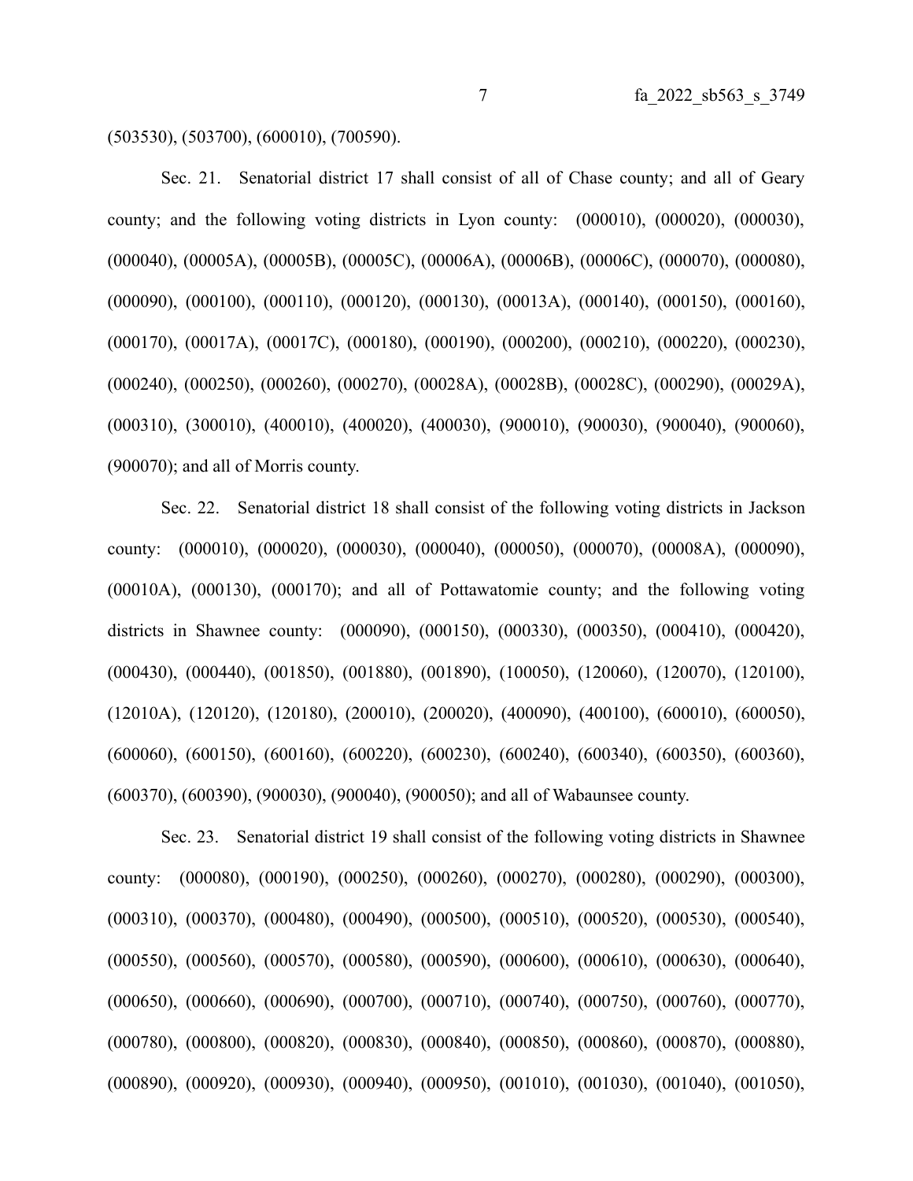(503530), (503700), (600010), (700590).

Sec. 21. Senatorial district 17 shall consist of all of Chase county; and all of Geary county; and the following voting districts in Lyon county: (000010), (000020), (000030), (000040), (00005A), (00005B), (00005C), (00006A), (00006B), (00006C), (000070), (000080), (000090), (000100), (000110), (000120), (000130), (00013A), (000140), (000150), (000160), (000170), (00017A), (00017C), (000180), (000190), (000200), (000210), (000220), (000230), (000240), (000250), (000260), (000270), (00028A), (00028B), (00028C), (000290), (00029A), (000310), (300010), (400010), (400020), (400030), (900010), (900030), (900040), (900060), (900070); and all of Morris county.

Sec. 22. Senatorial district 18 shall consist of the following voting districts in Jackson county: (000010), (000020), (000030), (000040), (000050), (000070), (00008A), (000090), (00010A), (000130), (000170); and all of Pottawatomie county; and the following voting districts in Shawnee county: (000090), (000150), (000330), (000350), (000410), (000420), (000430), (000440), (001850), (001880), (001890), (100050), (120060), (120070), (120100), (12010A), (120120), (120180), (200010), (200020), (400090), (400100), (600010), (600050), (600060), (600150), (600160), (600220), (600230), (600240), (600340), (600350), (600360), (600370), (600390), (900030), (900040), (900050); and all of Wabaunsee county.

Sec. 23. Senatorial district 19 shall consist of the following voting districts in Shawnee county: (000080), (000190), (000250), (000260), (000270), (000280), (000290), (000300), (000310), (000370), (000480), (000490), (000500), (000510), (000520), (000530), (000540), (000550), (000560), (000570), (000580), (000590), (000600), (000610), (000630), (000640), (000650), (000660), (000690), (000700), (000710), (000740), (000750), (000760), (000770), (000780), (000800), (000820), (000830), (000840), (000850), (000860), (000870), (000880), (000890), (000920), (000930), (000940), (000950), (001010), (001030), (001040), (001050),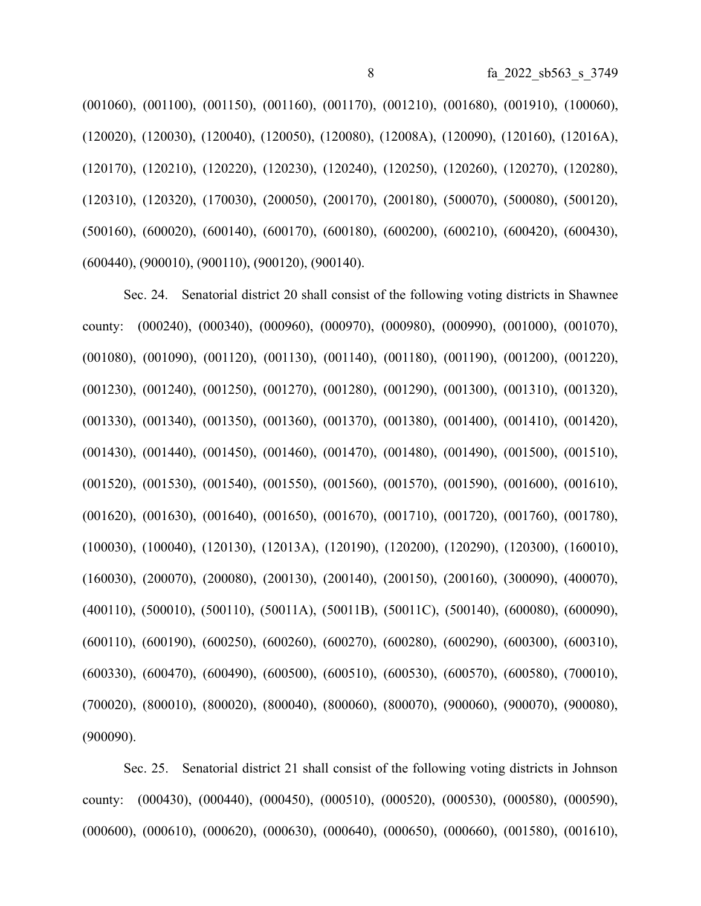(001060), (001100), (001150), (001160), (001170), (001210), (001680), (001910), (100060), (120020), (120030), (120040), (120050), (120080), (12008A), (120090), (120160), (12016A), (120170), (120210), (120220), (120230), (120240), (120250), (120260), (120270), (120280), (120310), (120320), (170030), (200050), (200170), (200180), (500070), (500080), (500120), (500160), (600020), (600140), (600170), (600180), (600200), (600210), (600420), (600430), (600440), (900010), (900110), (900120), (900140).

Sec. 24. Senatorial district 20 shall consist of the following voting districts in Shawnee county: (000240), (000340), (000960), (000970), (000980), (000990), (001000), (001070), (001080), (001090), (001120), (001130), (001140), (001180), (001190), (001200), (001220), (001230), (001240), (001250), (001270), (001280), (001290), (001300), (001310), (001320), (001330), (001340), (001350), (001360), (001370), (001380), (001400), (001410), (001420), (001430), (001440), (001450), (001460), (001470), (001480), (001490), (001500), (001510), (001520), (001530), (001540), (001550), (001560), (001570), (001590), (001600), (001610), (001620), (001630), (001640), (001650), (001670), (001710), (001720), (001760), (001780), (100030), (100040), (120130), (12013A), (120190), (120200), (120290), (120300), (160010), (160030), (200070), (200080), (200130), (200140), (200150), (200160), (300090), (400070), (400110), (500010), (500110), (50011A), (50011B), (50011C), (500140), (600080), (600090), (600110), (600190), (600250), (600260), (600270), (600280), (600290), (600300), (600310), (600330), (600470), (600490), (600500), (600510), (600530), (600570), (600580), (700010), (700020), (800010), (800020), (800040), (800060), (800070), (900060), (900070), (900080), (900090).

Sec. 25. Senatorial district 21 shall consist of the following voting districts in Johnson county: (000430), (000440), (000450), (000510), (000520), (000530), (000580), (000590), (000600), (000610), (000620), (000630), (000640), (000650), (000660), (001580), (001610),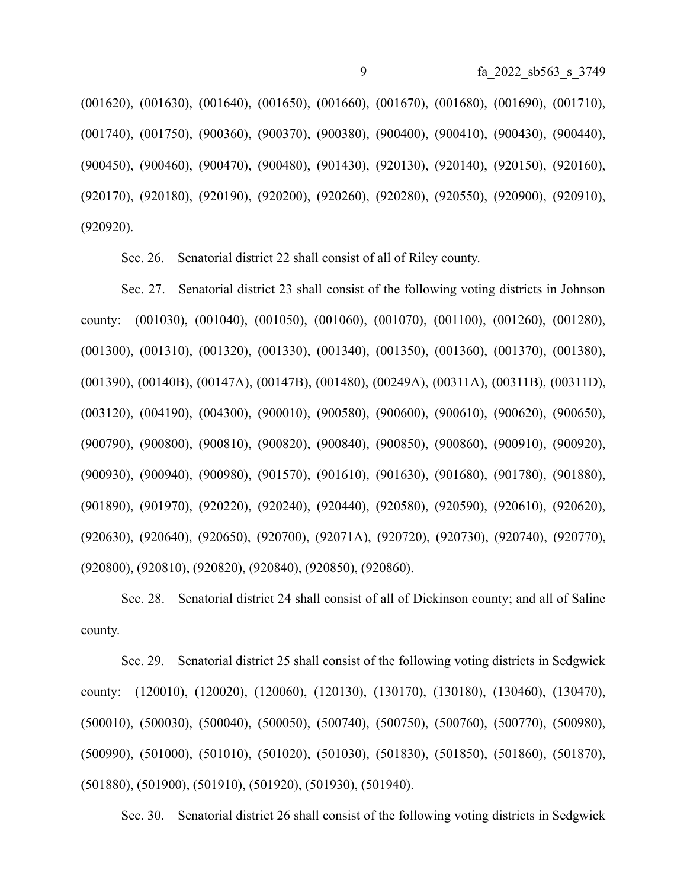(001620), (001630), (001640), (001650), (001660), (001670), (001680), (001690), (001710), (001740), (001750), (900360), (900370), (900380), (900400), (900410), (900430), (900440), (900450), (900460), (900470), (900480), (901430), (920130), (920140), (920150), (920160), (920170), (920180), (920190), (920200), (920260), (920280), (920550), (920900), (920910), (920920).

Sec. 26. Senatorial district 22 shall consist of all of Riley county.

Sec. 27. Senatorial district 23 shall consist of the following voting districts in Johnson county: (001030), (001040), (001050), (001060), (001070), (001100), (001260), (001280), (001300), (001310), (001320), (001330), (001340), (001350), (001360), (001370), (001380), (001390), (00140B), (00147A), (00147B), (001480), (00249A), (00311A), (00311B), (00311D), (003120), (004190), (004300), (900010), (900580), (900600), (900610), (900620), (900650), (900790), (900800), (900810), (900820), (900840), (900850), (900860), (900910), (900920), (900930), (900940), (900980), (901570), (901610), (901630), (901680), (901780), (901880), (901890), (901970), (920220), (920240), (920440), (920580), (920590), (920610), (920620), (920630), (920640), (920650), (920700), (92071A), (920720), (920730), (920740), (920770), (920800), (920810), (920820), (920840), (920850), (920860).

Sec. 28. Senatorial district 24 shall consist of all of Dickinson county; and all of Saline county.

Sec. 29. Senatorial district 25 shall consist of the following voting districts in Sedgwick county: (120010), (120020), (120060), (120130), (130170), (130180), (130460), (130470), (500010), (500030), (500040), (500050), (500740), (500750), (500760), (500770), (500980), (500990), (501000), (501010), (501020), (501030), (501830), (501850), (501860), (501870), (501880), (501900), (501910), (501920), (501930), (501940).

Sec. 30. Senatorial district 26 shall consist of the following voting districts in Sedgwick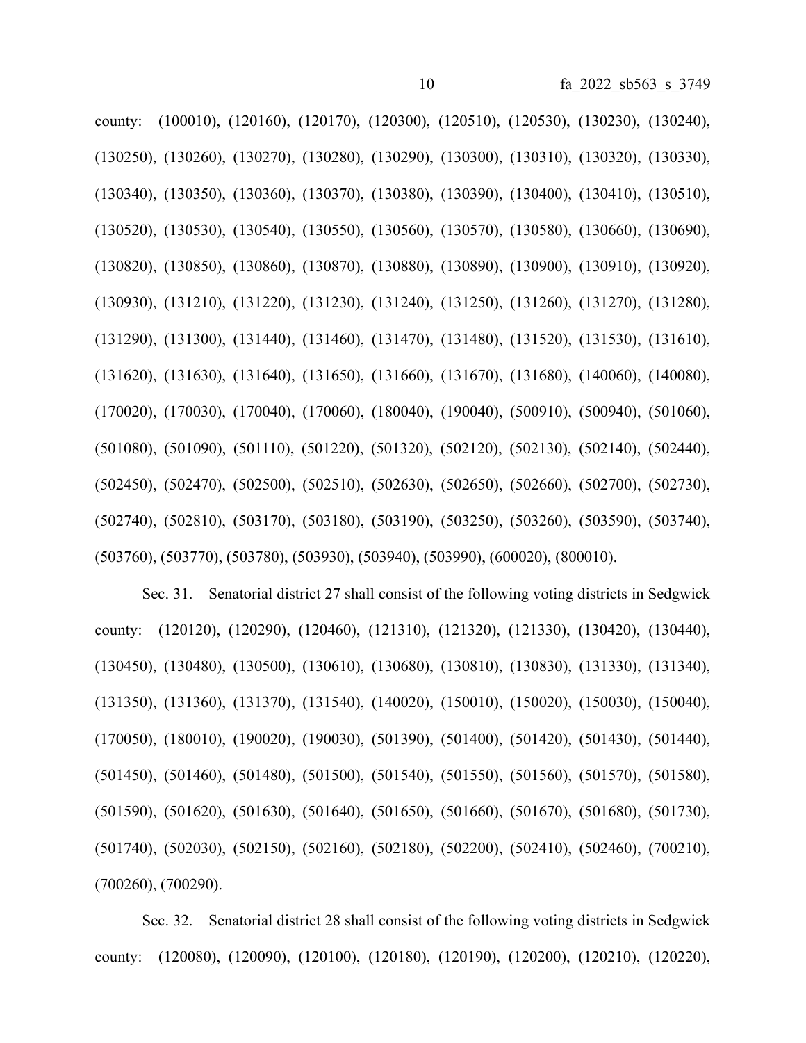county: (100010), (120160), (120170), (120300), (120510), (120530), (130230), (130240), (130250), (130260), (130270), (130280), (130290), (130300), (130310), (130320), (130330), (130340), (130350), (130360), (130370), (130380), (130390), (130400), (130410), (130510), (130520), (130530), (130540), (130550), (130560), (130570), (130580), (130660), (130690), (130820), (130850), (130860), (130870), (130880), (130890), (130900), (130910), (130920), (130930), (131210), (131220), (131230), (131240), (131250), (131260), (131270), (131280), (131290), (131300), (131440), (131460), (131470), (131480), (131520), (131530), (131610), (131620), (131630), (131640), (131650), (131660), (131670), (131680), (140060), (140080), (170020), (170030), (170040), (170060), (180040), (190040), (500910), (500940), (501060), (501080), (501090), (501110), (501220), (501320), (502120), (502130), (502140), (502440), (502450), (502470), (502500), (502510), (502630), (502650), (502660), (502700), (502730), (502740), (502810), (503170), (503180), (503190), (503250), (503260), (503590), (503740), (503760), (503770), (503780), (503930), (503940), (503990), (600020), (800010).

Sec. 31. Senatorial district 27 shall consist of the following voting districts in Sedgwick county: (120120), (120290), (120460), (121310), (121320), (121330), (130420), (130440), (130450), (130480), (130500), (130610), (130680), (130810), (130830), (131330), (131340), (131350), (131360), (131370), (131540), (140020), (150010), (150020), (150030), (150040), (170050), (180010), (190020), (190030), (501390), (501400), (501420), (501430), (501440), (501450), (501460), (501480), (501500), (501540), (501550), (501560), (501570), (501580), (501590), (501620), (501630), (501640), (501650), (501660), (501670), (501680), (501730), (501740), (502030), (502150), (502160), (502180), (502200), (502410), (502460), (700210), (700260), (700290).

Sec. 32. Senatorial district 28 shall consist of the following voting districts in Sedgwick county: (120080), (120090), (120100), (120180), (120190), (120200), (120210), (120220),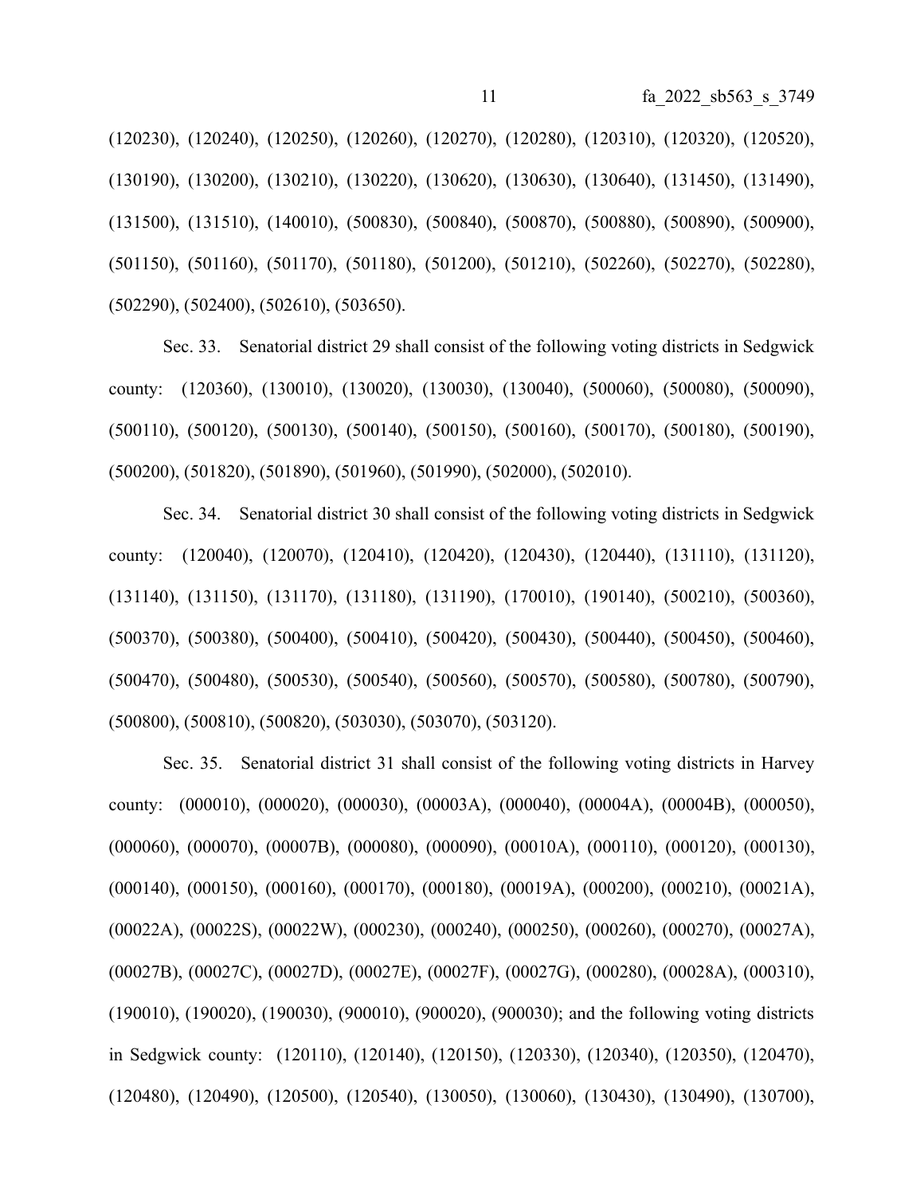(120230), (120240), (120250), (120260), (120270), (120280), (120310), (120320), (120520), (130190), (130200), (130210), (130220), (130620), (130630), (130640), (131450), (131490), (131500), (131510), (140010), (500830), (500840), (500870), (500880), (500890), (500900), (501150), (501160), (501170), (501180), (501200), (501210), (502260), (502270), (502280), (502290), (502400), (502610), (503650).

Sec. 33. Senatorial district 29 shall consist of the following voting districts in Sedgwick county: (120360), (130010), (130020), (130030), (130040), (500060), (500080), (500090), (500110), (500120), (500130), (500140), (500150), (500160), (500170), (500180), (500190), (500200), (501820), (501890), (501960), (501990), (502000), (502010).

Sec. 34. Senatorial district 30 shall consist of the following voting districts in Sedgwick county: (120040), (120070), (120410), (120420), (120430), (120440), (131110), (131120), (131140), (131150), (131170), (131180), (131190), (170010), (190140), (500210), (500360), (500370), (500380), (500400), (500410), (500420), (500430), (500440), (500450), (500460), (500470), (500480), (500530), (500540), (500560), (500570), (500580), (500780), (500790), (500800), (500810), (500820), (503030), (503070), (503120).

Sec. 35. Senatorial district 31 shall consist of the following voting districts in Harvey county: (000010), (000020), (000030), (00003A), (000040), (00004A), (00004B), (000050), (000060), (000070), (00007B), (000080), (000090), (00010A), (000110), (000120), (000130), (000140), (000150), (000160), (000170), (000180), (00019A), (000200), (000210), (00021A), (00022A), (00022S), (00022W), (000230), (000240), (000250), (000260), (000270), (00027A), (00027B), (00027C), (00027D), (00027E), (00027F), (00027G), (000280), (00028A), (000310), (190010), (190020), (190030), (900010), (900020), (900030); and the following voting districts in Sedgwick county: (120110), (120140), (120150), (120330), (120340), (120350), (120470), (120480), (120490), (120500), (120540), (130050), (130060), (130430), (130490), (130700),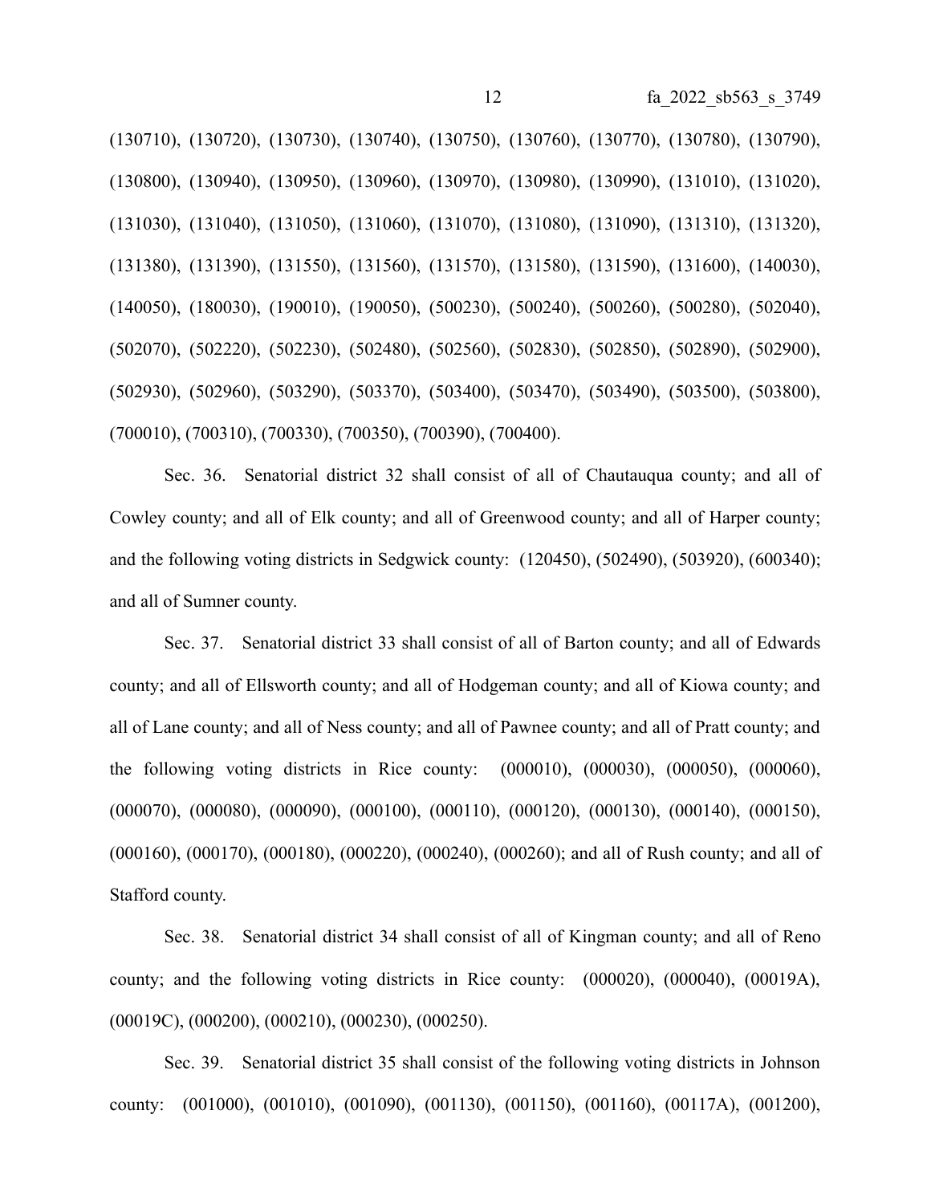(130710), (130720), (130730), (130740), (130750), (130760), (130770), (130780), (130790), (130800), (130940), (130950), (130960), (130970), (130980), (130990), (131010), (131020), (131030), (131040), (131050), (131060), (131070), (131080), (131090), (131310), (131320), (131380), (131390), (131550), (131560), (131570), (131580), (131590), (131600), (140030), (140050), (180030), (190010), (190050), (500230), (500240), (500260), (500280), (502040), (502070), (502220), (502230), (502480), (502560), (502830), (502850), (502890), (502900), (502930), (502960), (503290), (503370), (503400), (503470), (503490), (503500), (503800), (700010), (700310), (700330), (700350), (700390), (700400).

Sec. 36. Senatorial district 32 shall consist of all of Chautauqua county; and all of Cowley county; and all of Elk county; and all of Greenwood county; and all of Harper county; and the following voting districts in Sedgwick county: (120450), (502490), (503920), (600340); and all of Sumner county.

Sec. 37. Senatorial district 33 shall consist of all of Barton county; and all of Edwards county; and all of Ellsworth county; and all of Hodgeman county; and all of Kiowa county; and all of Lane county; and all of Ness county; and all of Pawnee county; and all of Pratt county; and the following voting districts in Rice county: (000010), (000030), (000050), (000060), (000070), (000080), (000090), (000100), (000110), (000120), (000130), (000140), (000150), (000160), (000170), (000180), (000220), (000240), (000260); and all of Rush county; and all of Stafford county.

Sec. 38. Senatorial district 34 shall consist of all of Kingman county; and all of Reno county; and the following voting districts in Rice county: (000020), (000040), (00019A), (00019C), (000200), (000210), (000230), (000250).

Sec. 39. Senatorial district 35 shall consist of the following voting districts in Johnson county: (001000), (001010), (001090), (001130), (001150), (001160), (00117A), (001200),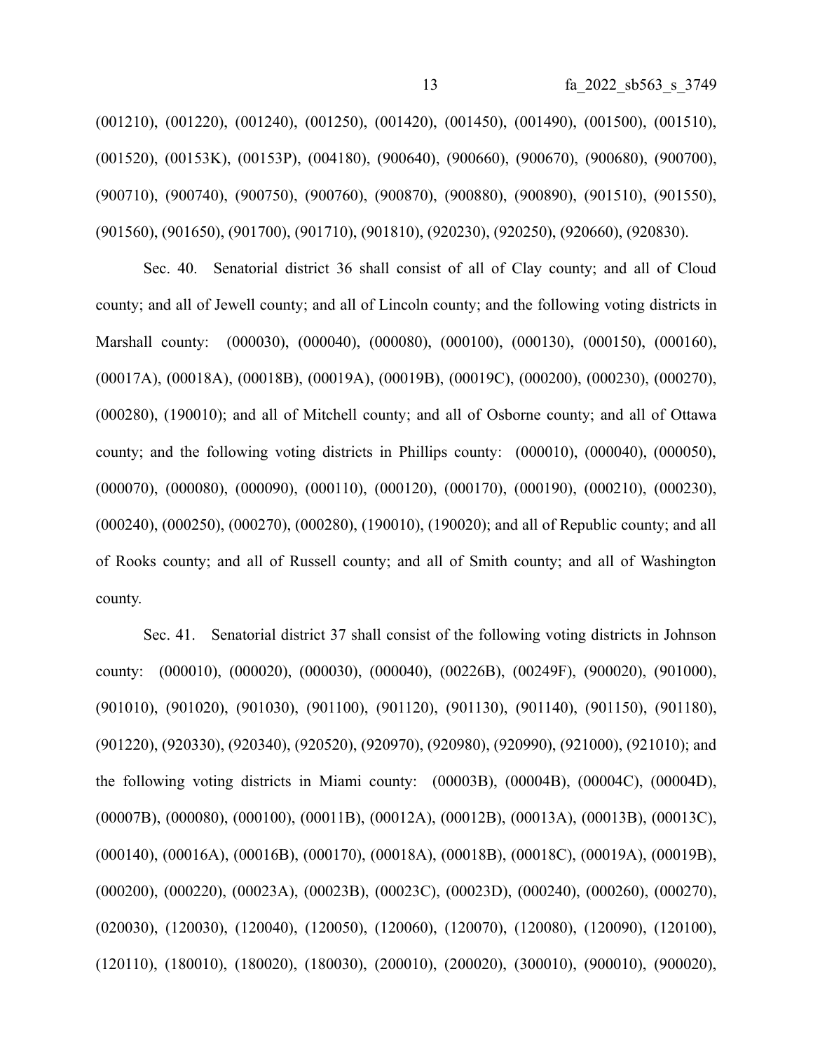(001210), (001220), (001240), (001250), (001420), (001450), (001490), (001500), (001510), (001520), (00153K), (00153P), (004180), (900640), (900660), (900670), (900680), (900700), (900710), (900740), (900750), (900760), (900870), (900880), (900890), (901510), (901550), (901560), (901650), (901700), (901710), (901810), (920230), (920250), (920660), (920830).

Sec. 40. Senatorial district 36 shall consist of all of Clay county; and all of Cloud county; and all of Jewell county; and all of Lincoln county; and the following voting districts in Marshall county: (000030), (000040), (000080), (000100), (000130), (000150), (000160), (00017A), (00018A), (00018B), (00019A), (00019B), (00019C), (000200), (000230), (000270), (000280), (190010); and all of Mitchell county; and all of Osborne county; and all of Ottawa county; and the following voting districts in Phillips county: (000010), (000040), (000050), (000070), (000080), (000090), (000110), (000120), (000170), (000190), (000210), (000230), (000240), (000250), (000270), (000280), (190010), (190020); and all of Republic county; and all of Rooks county; and all of Russell county; and all of Smith county; and all of Washington county.

Sec. 41. Senatorial district 37 shall consist of the following voting districts in Johnson county: (000010), (000020), (000030), (000040), (00226B), (00249F), (900020), (901000), (901010), (901020), (901030), (901100), (901120), (901130), (901140), (901150), (901180), (901220), (920330), (920340), (920520), (920970), (920980), (920990), (921000), (921010); and the following voting districts in Miami county: (00003B), (00004B), (00004C), (00004D), (00007B), (000080), (000100), (00011B), (00012A), (00012B), (00013A), (00013B), (00013C), (000140), (00016A), (00016B), (000170), (00018A), (00018B), (00018C), (00019A), (00019B), (000200), (000220), (00023A), (00023B), (00023C), (00023D), (000240), (000260), (000270), (020030), (120030), (120040), (120050), (120060), (120070), (120080), (120090), (120100), (120110), (180010), (180020), (180030), (200010), (200020), (300010), (900010), (900020),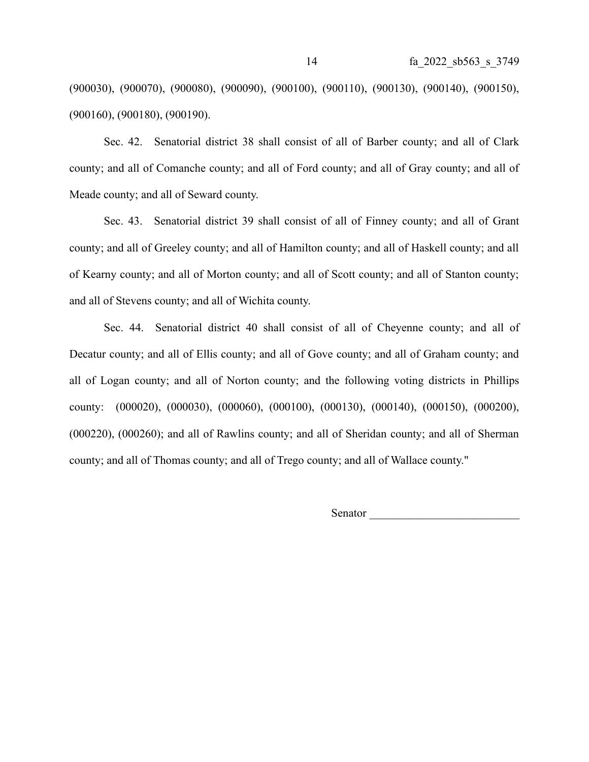(900030), (900070), (900080), (900090), (900100), (900110), (900130), (900140), (900150), (900160), (900180), (900190).

Sec. 42. Senatorial district 38 shall consist of all of Barber county; and all of Clark county; and all of Comanche county; and all of Ford county; and all of Gray county; and all of Meade county; and all of Seward county.

Sec. 43. Senatorial district 39 shall consist of all of Finney county; and all of Grant county; and all of Greeley county; and all of Hamilton county; and all of Haskell county; and all of Kearny county; and all of Morton county; and all of Scott county; and all of Stanton county; and all of Stevens county; and all of Wichita county.

Sec. 44. Senatorial district 40 shall consist of all of Cheyenne county; and all of Decatur county; and all of Ellis county; and all of Gove county; and all of Graham county; and all of Logan county; and all of Norton county; and the following voting districts in Phillips county: (000020), (000030), (000060), (000100), (000130), (000140), (000150), (000200), (000220), (000260); and all of Rawlins county; and all of Sheridan county; and all of Sherman county; and all of Thomas county; and all of Trego county; and all of Wallace county."

Senator ___________________________